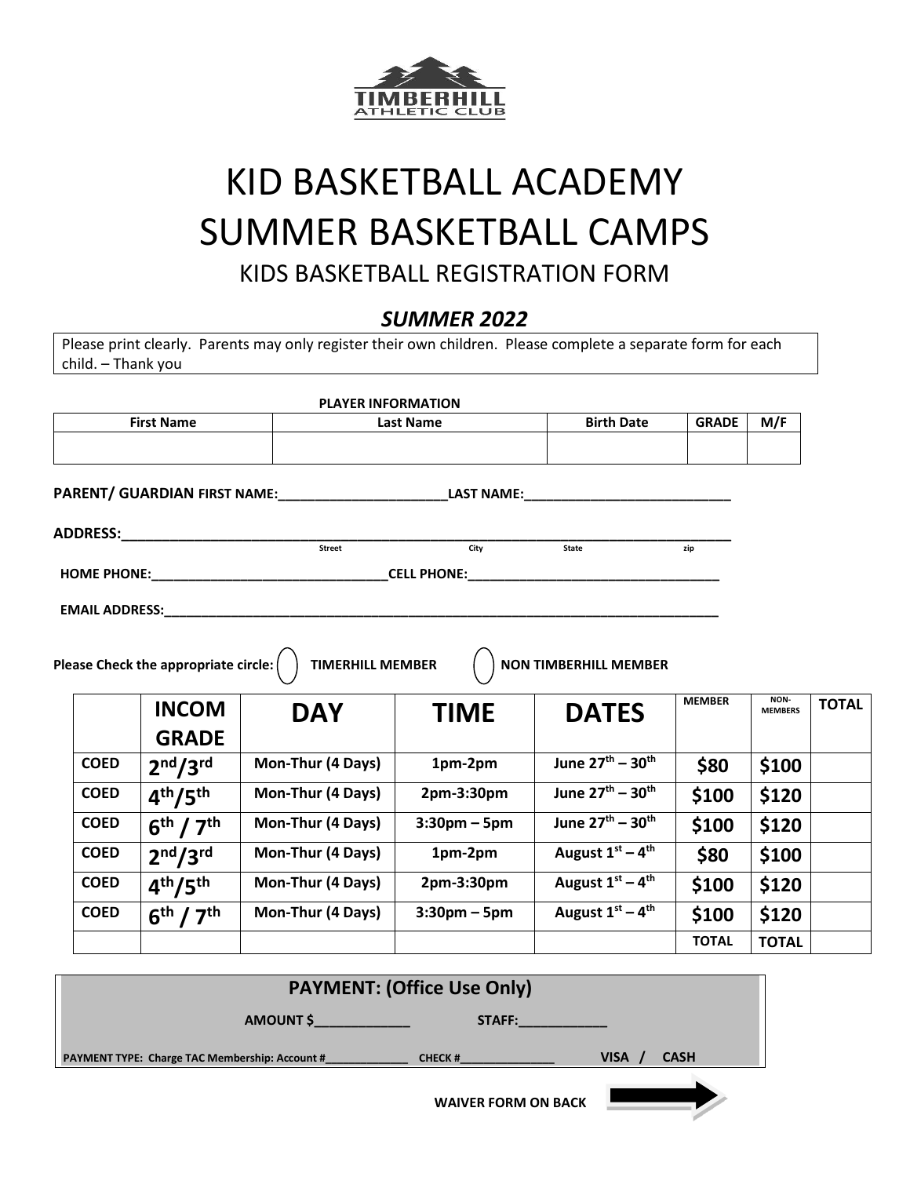TIMBERHILL ATHLETIC CLUB

# KID BASKETBALL ACADEMY
# SUMMER BASKETBALL CAMPS

## KIDS BASKETBALL REGISTRATION FORM

### *SUMMER 2022*

Please print clearly. Parents may only register their own children. Please complete a separate form for each child. – Thank you

**PLAYER INFORMATION**

| First Name | Last Name | Birth Date | GRADE | M/F |
|---|---|---|---|---|
| | | | | |

**PARENT/ GUARDIAN FIRST NAME:**______________________**LAST NAME:**___________________________

**ADDRESS:**_____________________________________________________________________________
Street City State zip

**HOME PHONE:**________________________________**CELL PHONE:**__________________________________

**EMAIL ADDRESS:**_____________________________________________________________________________

**Please Check the appropriate circle:** ◯ **TIMERHILL MEMBER** ◯ **NON TIMBERHILL MEMBER**

| | INCOM GRADE | DAY | TIME | DATES | MEMBER | NON-MEMBERS | TOTAL |
|---|---|---|---|---|---|---|---|
| COED | 2nd/3rd | Mon-Thur (4 Days) | 1pm-2pm | June 27th – 30th | $80 | $100 | |
| COED | 4th/5th | Mon-Thur (4 Days) | 2pm-3:30pm | June 27th – 30th | $100 | $120 | |
| COED | 6th / 7th | Mon-Thur (4 Days) | 3:30pm – 5pm | June 27th – 30th | $100 | $120 | |
| COED | 2nd/3rd | Mon-Thur (4 Days) | 1pm-2pm | August 1st – 4th | $80 | $100 | |
| COED | 4th/5th | Mon-Thur (4 Days) | 2pm-3:30pm | August 1st – 4th | $100 | $120 | |
| COED | 6th / 7th | Mon-Thur (4 Days) | 3:30pm – 5pm | August 1st – 4th | $100 | $120 | |
| | | | | | TOTAL | TOTAL | |

**PAYMENT: (Office Use Only)**

**AMOUNT $**_____________ **STAFF:**____________

**PAYMENT TYPE: Charge TAC Membership: Account #**_____________ **CHECK #**______________ **VISA / CASH**

**WAIVER FORM ON BACK** ➡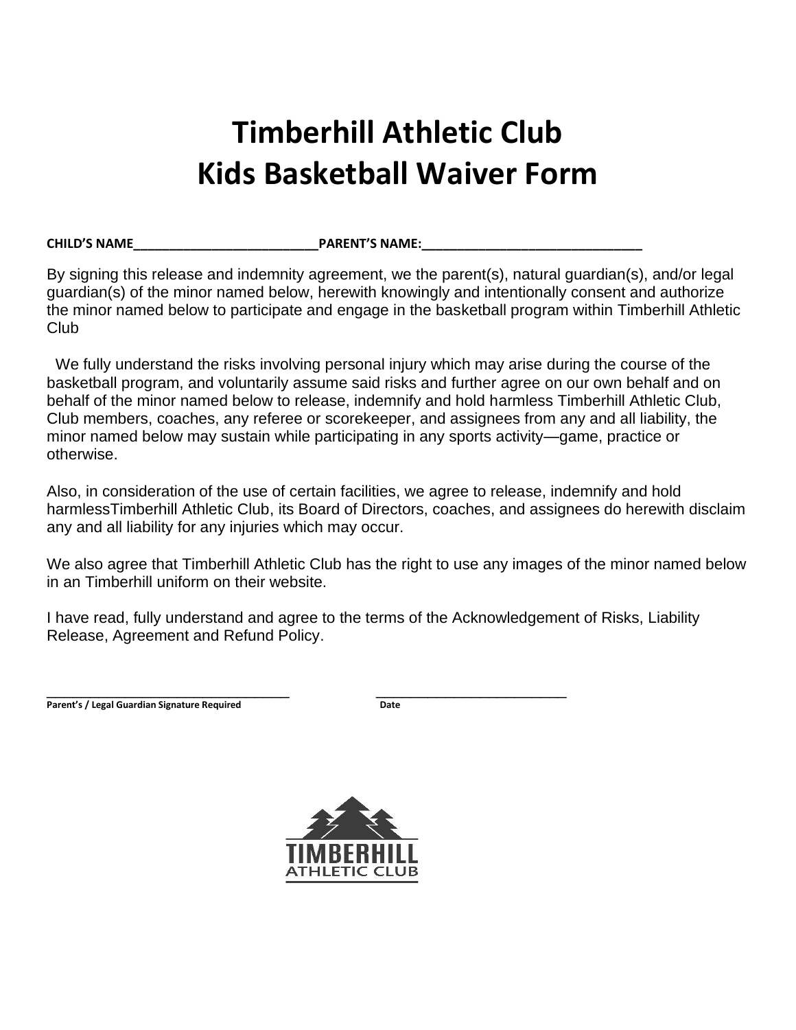# Timberhill Athletic Club
# Kids Basketball Waiver Form

**CHILD'S NAME__________________________PARENT'S NAME:______________________________**

By signing this release and indemnity agreement, we the parent(s), natural guardian(s), and/or legal guardian(s) of the minor named below, herewith knowingly and intentionally consent and authorize the minor named below to participate and engage in the basketball program within Timberhill Athletic Club

We fully understand the risks involving personal injury which may arise during the course of the basketball program, and voluntarily assume said risks and further agree on our own behalf and on behalf of the minor named below to release, indemnify and hold harmless Timberhill Athletic Club, Club members, coaches, any referee or scorekeeper, and assignees from any and all liability, the minor named below may sustain while participating in any sports activity—game, practice or otherwise.

Also, in consideration of the use of certain facilities, we agree to release, indemnify and hold harmlessTimberhill Athletic Club, its Board of Directors, coaches, and assignees do herewith disclaim any and all liability for any injuries which may occur.

We also agree that Timberhill Athletic Club has the right to use any images of the minor named below in an Timberhill uniform on their website.

I have read, fully understand and agree to the terms of the Acknowledgement of Risks, Liability Release, Agreement and Refund Policy.

_____________________________________ ___________________________

**Parent's / Legal Guardian Signature Required** **Date**

TIMBERHILL
ATHLETIC CLUB